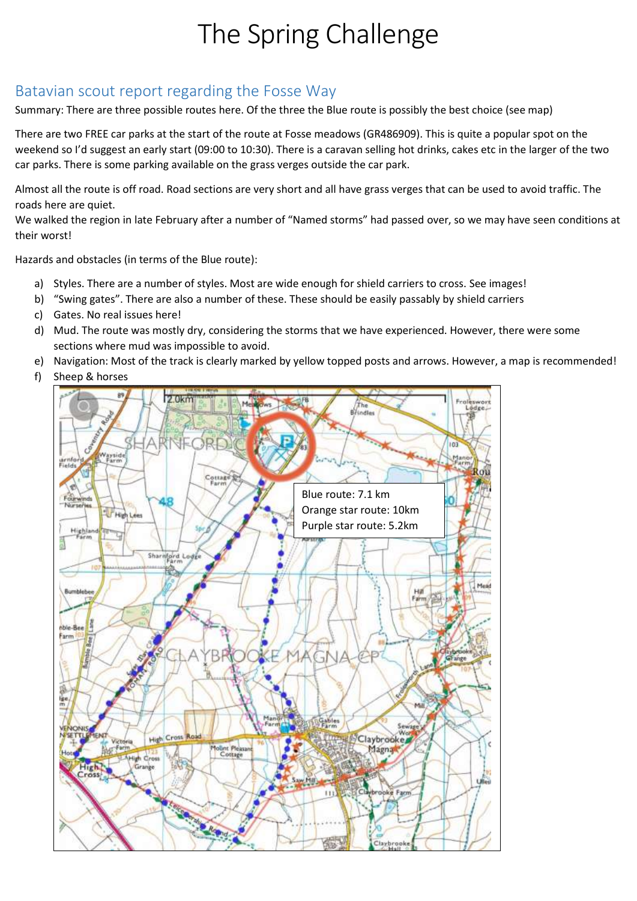# The Spring Challenge

## Batavian scout report regarding the Fosse Way

Summary: There are three possible routes here. Of the three the Blue route is possibly the best choice (see map)

There are two FREE car parks at the start of the route at Fosse meadows (GR486909). This is quite a popular spot on the weekend so I'd suggest an early start (09:00 to 10:30). There is a caravan selling hot drinks, cakes etc in the larger of the two car parks. There is some parking available on the grass verges outside the car park.

Almost all the route is off road. Road sections are very short and all have grass verges that can be used to avoid traffic. The roads here are quiet.
We walked the region in late February after a number of "Named storms" had passed over, so we may have seen conditions at their worst!

Hazards and obstacles (in terms of the Blue route):

a) Styles. There are a number of styles. Most are wide enough for shield carriers to cross. See images!
b) "Swing gates". There are also a number of these. These should be easily passably by shield carriers
c) Gates. No real issues here!
d) Mud. The route was mostly dry, considering the storms that we have experienced. However, there were some sections where mud was impossible to avoid.
e) Navigation: Most of the track is clearly marked by yellow topped posts and arrows. However, a map is recommended!
f) Sheep & horses

Blue route: 7.1 km
Orange star route: 10km
Purple star route: 5.2km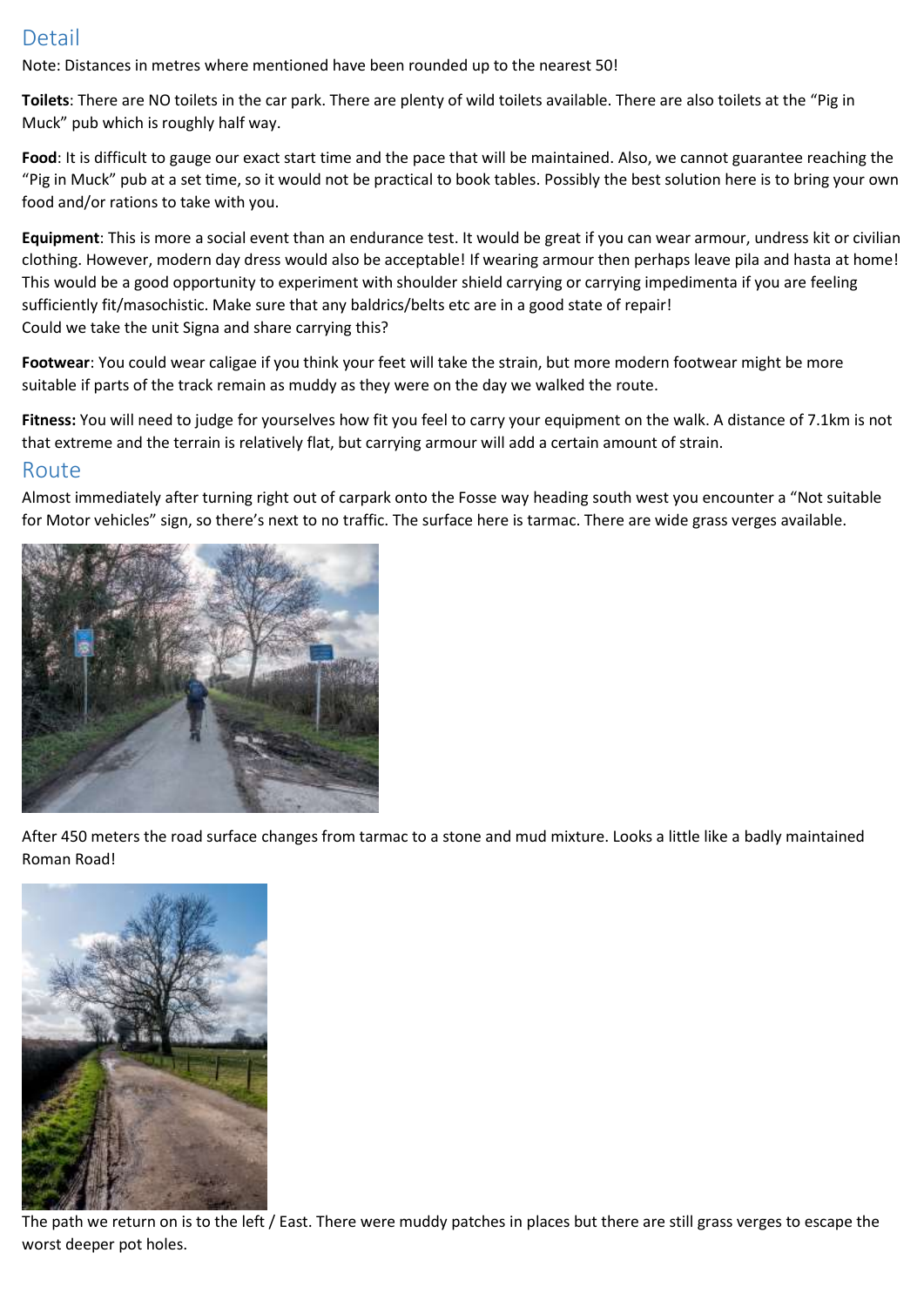## Detail

Note: Distances in metres where mentioned have been rounded up to the nearest 50!

**Toilets**: There are NO toilets in the car park. There are plenty of wild toilets available. There are also toilets at the "Pig in Muck" pub which is roughly half way.

**Food**: It is difficult to gauge our exact start time and the pace that will be maintained. Also, we cannot guarantee reaching the "Pig in Muck" pub at a set time, so it would not be practical to book tables. Possibly the best solution here is to bring your own food and/or rations to take with you.

**Equipment**: This is more a social event than an endurance test. It would be great if you can wear armour, undress kit or civilian clothing. However, modern day dress would also be acceptable! If wearing armour then perhaps leave pila and hasta at home! This would be a good opportunity to experiment with shoulder shield carrying or carrying impedimenta if you are feeling sufficiently fit/masochistic. Make sure that any baldrics/belts etc are in a good state of repair!
Could we take the unit Signa and share carrying this?

**Footwear**: You could wear caligae if you think your feet will take the strain, but more modern footwear might be more suitable if parts of the track remain as muddy as they were on the day we walked the route.

**Fitness:** You will need to judge for yourselves how fit you feel to carry your equipment on the walk. A distance of 7.1km is not that extreme and the terrain is relatively flat, but carrying armour will add a certain amount of strain.

## Route

Almost immediately after turning right out of carpark onto the Fosse way heading south west you encounter a "Not suitable for Motor vehicles" sign, so there's next to no traffic. The surface here is tarmac. There are wide grass verges available.

After 450 meters the road surface changes from tarmac to a stone and mud mixture. Looks a little like a badly maintained Roman Road!

The path we return on is to the left / East. There were muddy patches in places but there are still grass verges to escape the worst deeper pot holes.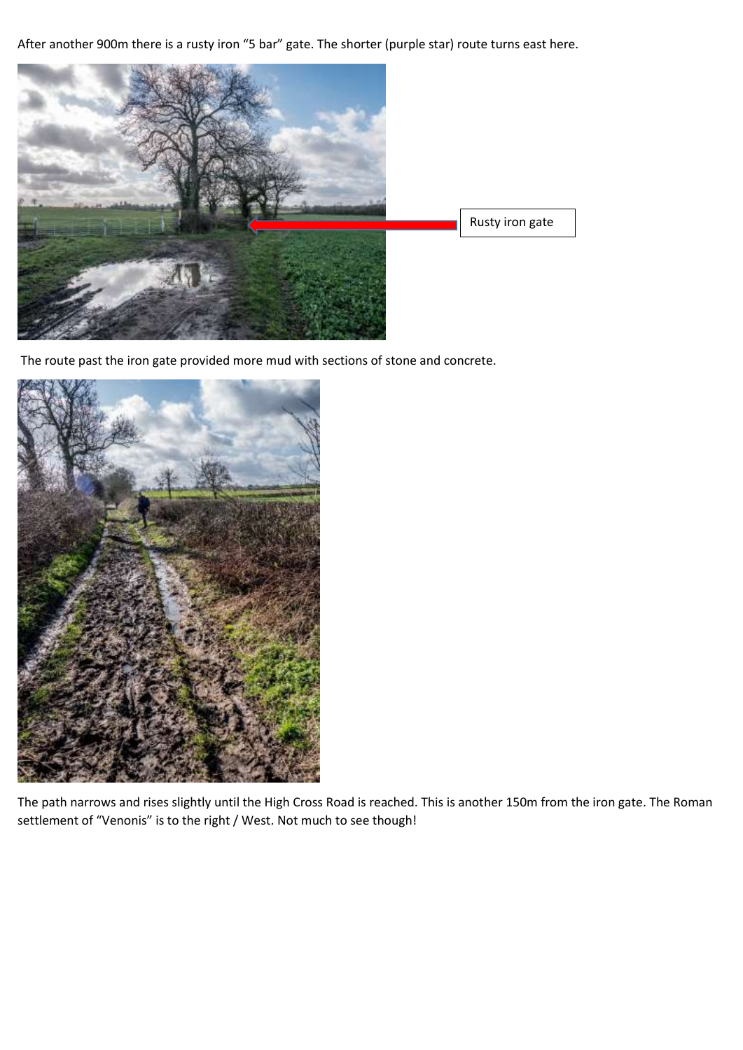After another 900m there is a rusty iron “5 bar” gate. The shorter (purple star) route turns east here.

Rusty iron gate

The route past the iron gate provided more mud with sections of stone and concrete.

The path narrows and rises slightly until the High Cross Road is reached. This is another 150m from the iron gate. The Roman settlement of “Venonis” is to the right / West. Not much to see though!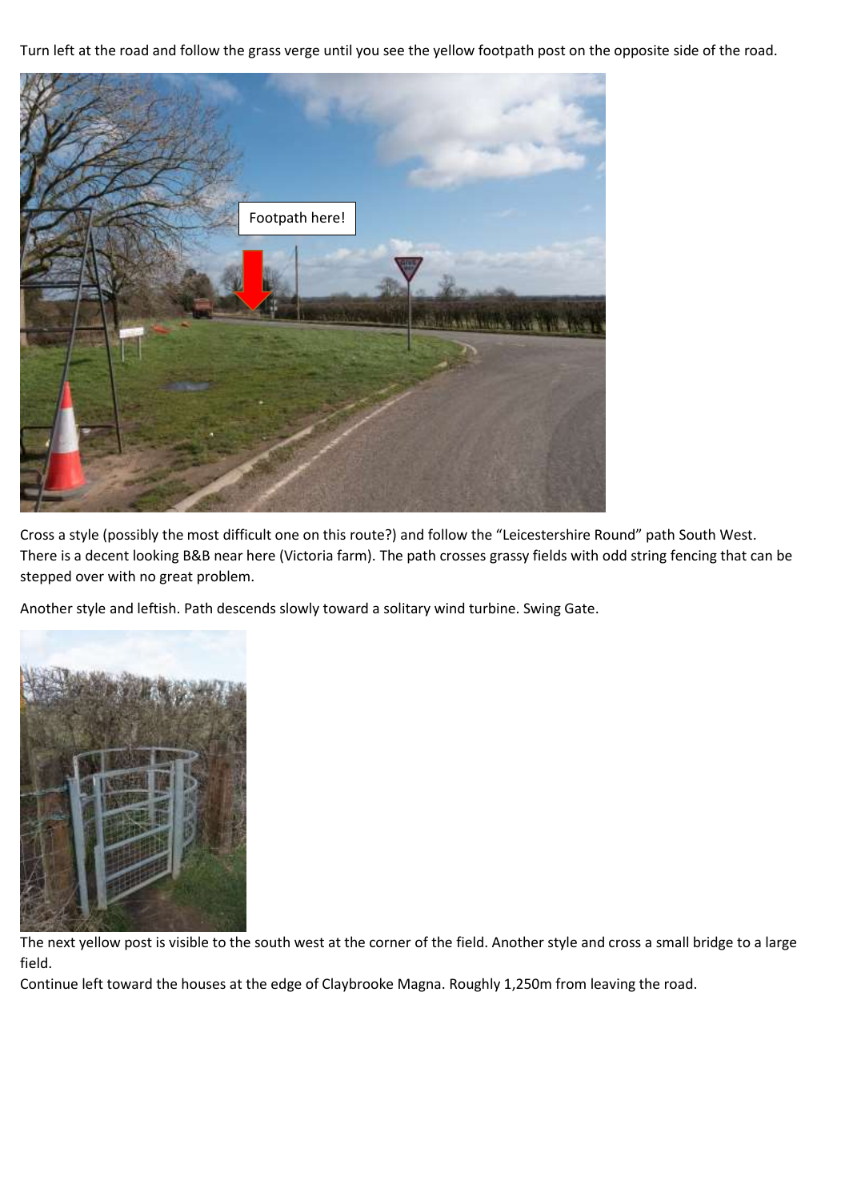Turn left at the road and follow the grass verge until you see the yellow footpath post on the opposite side of the road.

Cross a style (possibly the most difficult one on this route?) and follow the "Leicestershire Round" path South West. There is a decent looking B&B near here (Victoria farm). The path crosses grassy fields with odd string fencing that can be stepped over with no great problem.

Another style and leftish. Path descends slowly toward a solitary wind turbine. Swing Gate.

The next yellow post is visible to the south west at the corner of the field. Another style and cross a small bridge to a large field.

Continue left toward the houses at the edge of Claybrooke Magna. Roughly 1,250m from leaving the road.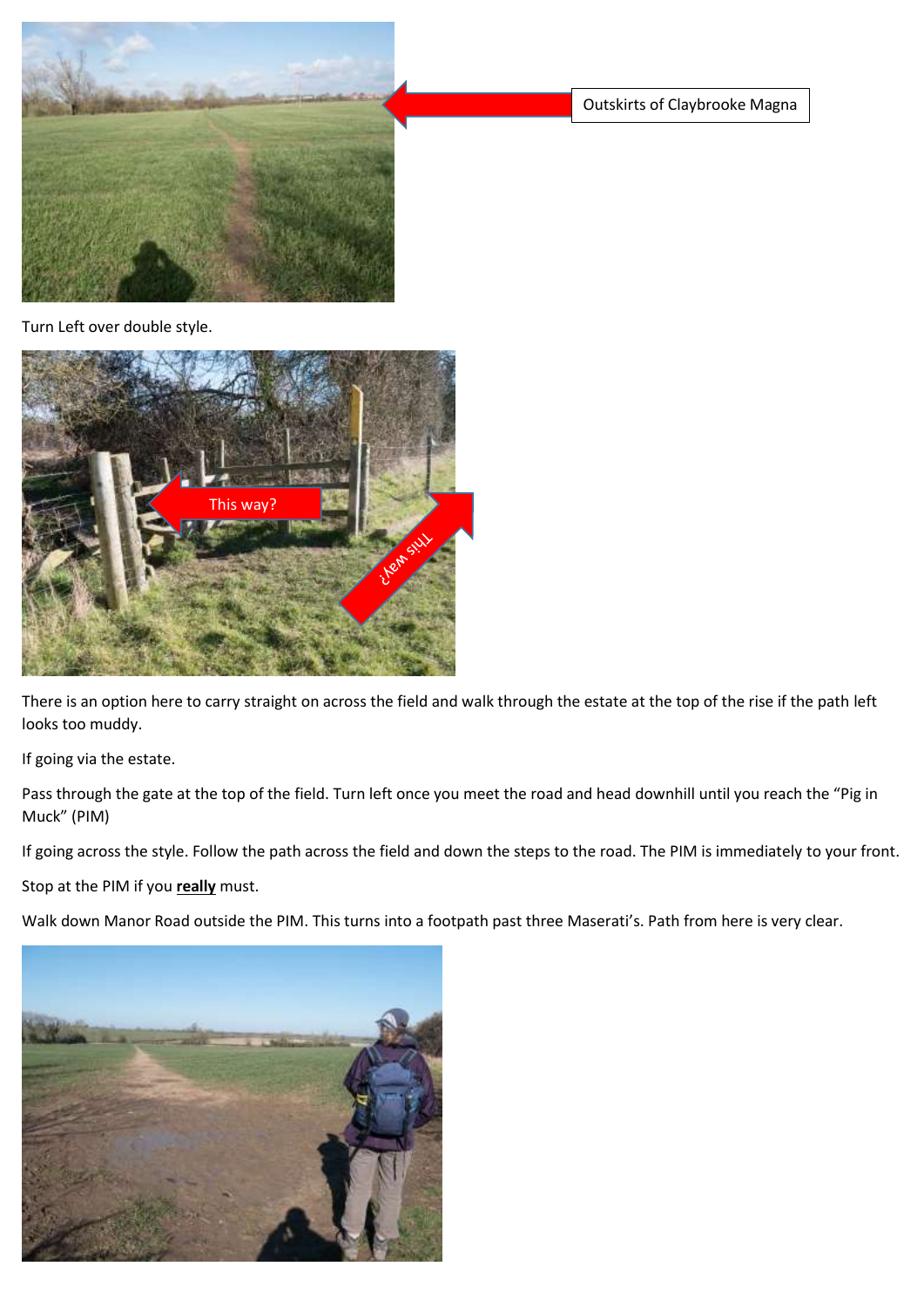Outskirts of Claybrooke Magna

Turn Left over double style.

This way?

This way?

There is an option here to carry straight on across the field and walk through the estate at the top of the rise if the path left looks too muddy.

If going via the estate.

Pass through the gate at the top of the field. Turn left once you meet the road and head downhill until you reach the "Pig in Muck" (PIM)

If going across the style. Follow the path across the field and down the steps to the road. The PIM is immediately to your front.

Stop at the PIM if you **really** must.

Walk down Manor Road outside the PIM. This turns into a footpath past three Maserati's. Path from here is very clear.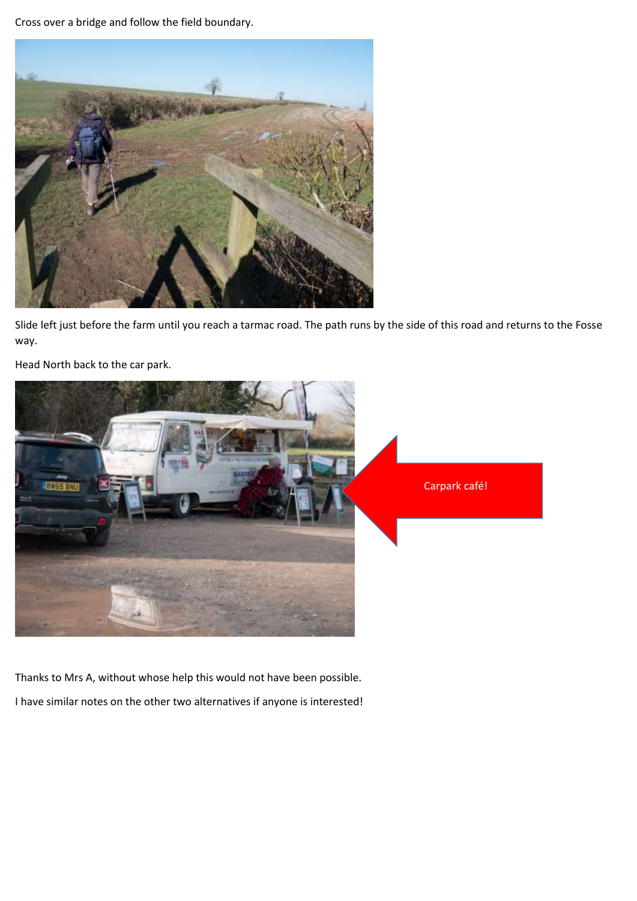Cross over a bridge and follow the field boundary.

Slide left just before the farm until you reach a tarmac road. The path runs by the side of this road and returns to the Fosse way.

Head North back to the car park.

Carpark café!

Thanks to Mrs A, without whose help this would not have been possible.

I have similar notes on the other two alternatives if anyone is interested!